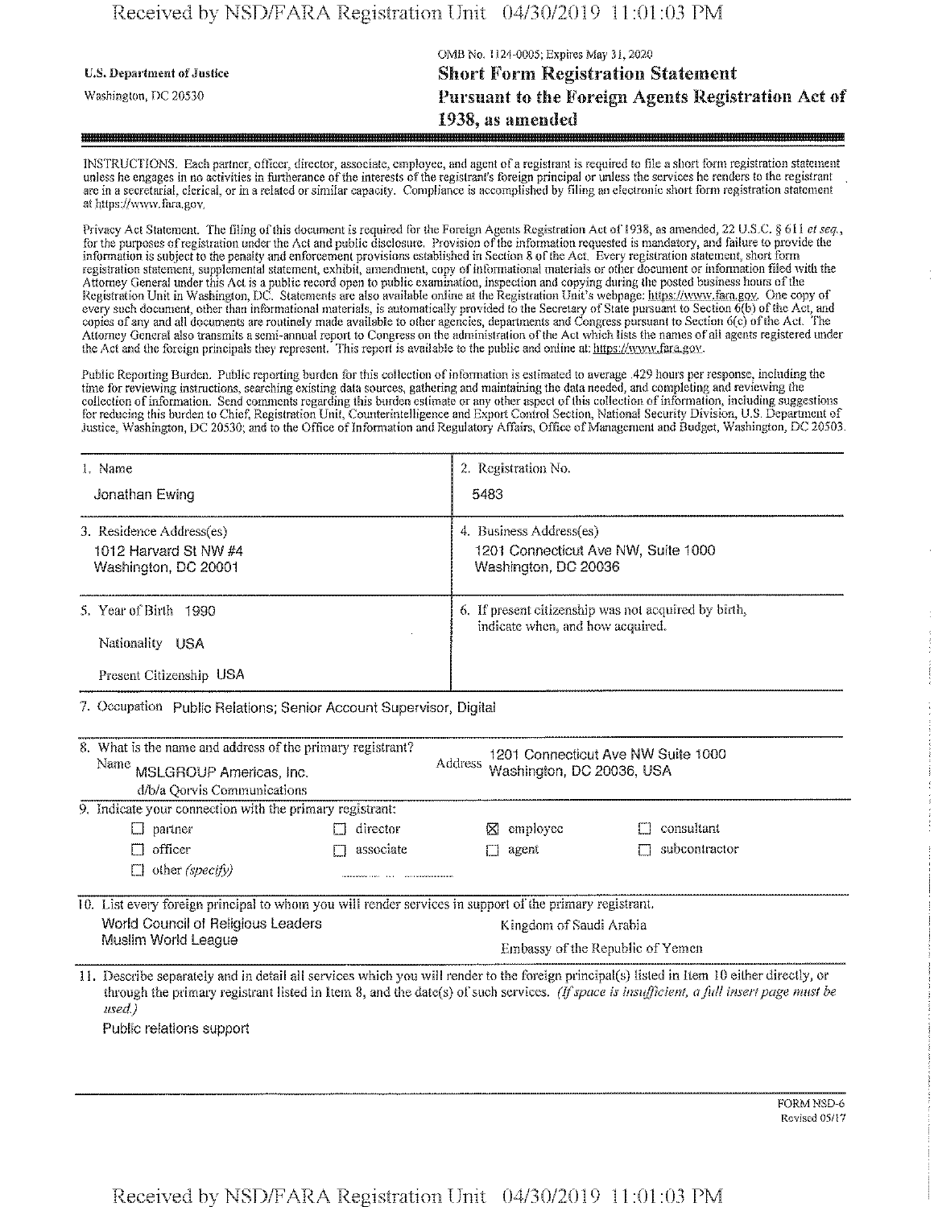U.S. Department of Justice

Washington, DC 20530

OMB No. 1124-0005; Expires May 31, 2020

# Short Form Registration Statement Pursuant to the Foreign Agents Registration Act of 1938, as amended

INSTRUCTIONS. Each partner, officer, director, associate, employee, and agent of a registrant is required to file a short form registration statement unless he engages in no activities in furtherance of the interests of the registrant's foreign principal or unless the services he renders to the registrant are in a secretarial, clerical, or in a related or similar capacity. Compliance is accomplished by filing an electronic short form registration statement at https://www.fara.gov.

Privacy Act Statement. The filing of this document is required for the Foreign Agents Registration Act of 1938, as amended, 22 U.S.C. § 611 *et seq.*, for the purposes of registration under the Act and public disclosure. Provision of the information requested is mandatory, and failure to provide the information is subject to the penalty and enforcement provisions established in Section 8 of the Act. Every registration statement, short form registration statement, supplemental statement, exhibit, amendment, copy of informational materials or other document or information filed with the Attorney General under this Act is a public record open to public examination, inspection and copying during the posted business hours of the Registration Unit in Washington, DC. Statements are also available online at the Registration Unit's webpage: https://www.fara.gov. One copy of every such document, other than informational materials, is automatically provided to the Secretary of State pursuant to Section 6(b) of the Act, and copies of any and all documents are routinely made available to other agencies, departments and Congress pursuant to Section 6(c) of the Act. The Attorney General also transmits a semi-annual report to Congress on the administration of the Act which lists the names of all agents registered under the Act and the foreign principals they represent. This report is available to the public and online at: https://www.fara.gov.

Public Reporting Burden. Public reporting burden for this collection of information is estimated to average .429 hours per response, including the time for reviewing instructions, searching existing data sources, gathering and maintaining the data needed, and completing and reviewing the collection of information. Send comments regarding this burden estimate or any other aspect of this collection of information, including suggestions for reducing this burden to Chief, Registration Unit, Counterintelligence and Export Control Section, National Security Division, U.S. Department of Justice, Washington, DC 20530; and to the Office of Information and Regulatory Affairs, Office of Management and Budget, Washington, DC 20503.

| | |
|---|---|
| 1. Name<br>Jonathan Ewing | 2. Registration No.<br>5483 |
| 3. Residence Address(es)<br>1012 Harvard St NW #4<br>Washington, DC 20001 | 4. Business Address(es)<br>1201 Connecticut Ave NW, Suite 1000<br>Washington, DC 20036 |
| 5. Year of Birth 1990<br>Nationality USA<br>Present Citizenship USA | 6. If present citizenship was not acquired by birth, indicate when, and how acquired. |

7. Occupation Public Relations; Senior Account Supervisor, Digital

8. What is the name and address of the primary registrant?

Name MSLGROUP Americas, Inc. d/b/a Qorvis Communications

Address 1201 Connecticut Ave NW Suite 1000 Washington, DC 20036, USA

9. Indicate your connection with the primary registrant:

- ☐ partner
- ☐ director
- ☒ employee
- ☐ consultant
- ☐ officer
- ☐ associate
- ☐ agent
- ☐ subcontractor
- ☐ other *(specify)*

10. List every foreign principal to whom you will render services in support of the primary registrant.

World Council of Religious Leaders
Muslim World League
Kingdom of Saudi Arabia
Embassy of the Republic of Yemen

11. Describe separately and in detail all services which you will render to the foreign principal(s) listed in Item 10 either directly, or through the primary registrant listed in Item 8, and the date(s) of such services. *(If space is insufficient, a full insert page must be used.)*

Public relations support

FORM NSD-6
Revised 05/17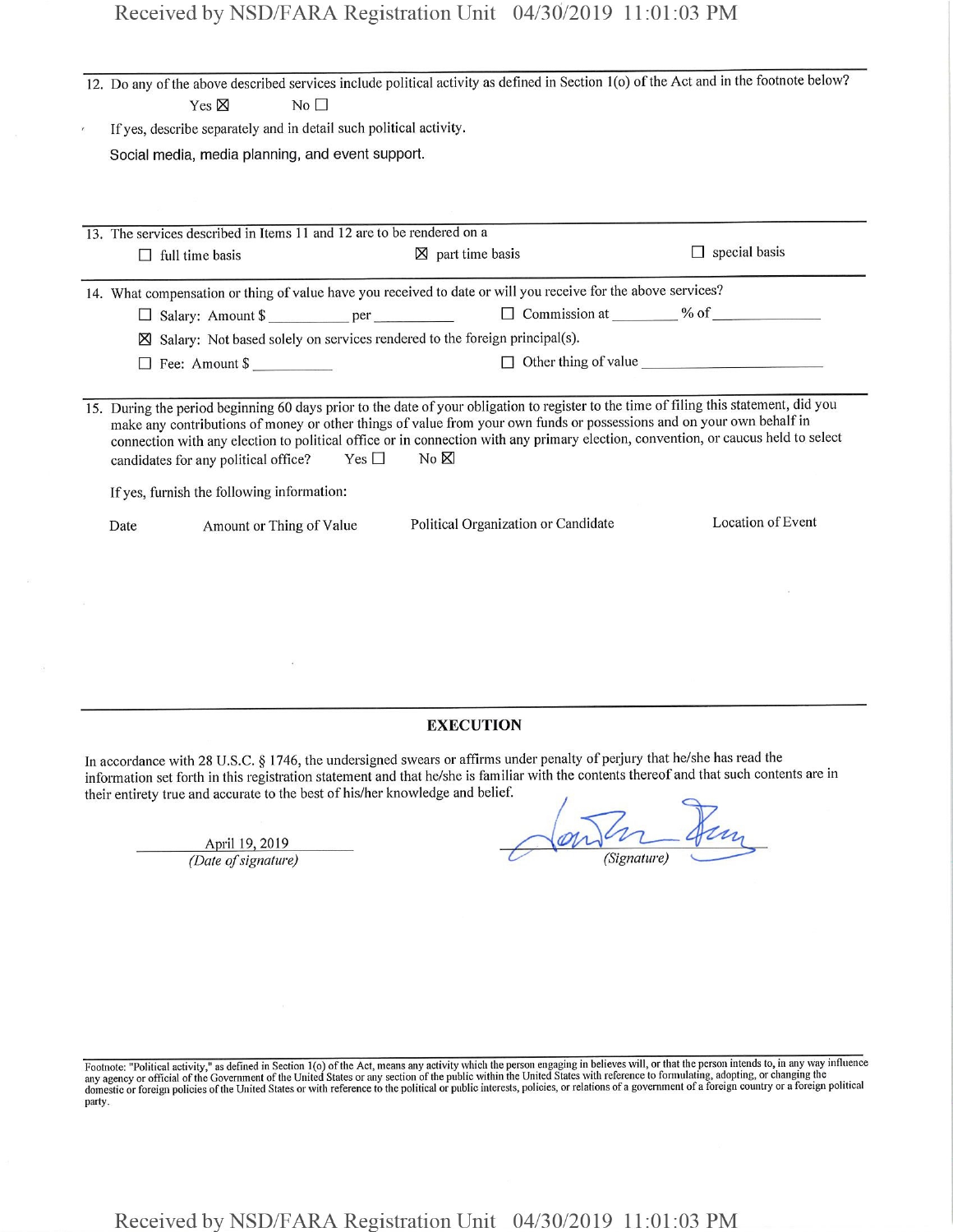12. Do any of the above described services include political activity as defined in Section 1(o) of the Act and in the footnote below?

Yes ☒ No ☐

If yes, describe separately and in detail such political activity.

Social media, media planning, and event support.

13. The services described in Items 11 and 12 are to be rendered on a

☐ full time basis ☒ part time basis ☐ special basis

14. What compensation or thing of value have you received to date or will you receive for the above services?

☐ Salary: Amount $ __________ per __________ ☐ Commission at ________ % of __________

☒ Salary: Not based solely on services rendered to the foreign principal(s).

☐ Fee: Amount $ __________ ☐ Other thing of value __________

15. During the period beginning 60 days prior to the date of your obligation to register to the time of filing this statement, did you make any contributions of money or other things of value from your own funds or possessions and on your own behalf in connection with any election to political office or in connection with any primary election, convention, or caucus held to select candidates for any political office? Yes ☐ No ☒

If yes, furnish the following information:

| Date | Amount or Thing of Value | Political Organization or Candidate | Location of Event |
| --- | --- | --- | --- |
| | | | |

## EXECUTION

In accordance with 28 U.S.C. § 1746, the undersigned swears or affirms under penalty of perjury that he/she has read the information set forth in this registration statement and that he/she is familiar with the contents thereof and that such contents are in their entirety true and accurate to the best of his/her knowledge and belief.

April 19, 2019
*(Date of signature)*

*(Signature)*

Footnote: "Political activity," as defined in Section 1(o) of the Act, means any activity which the person engaging in believes will, or that the person intends to, in any way influence any agency or official of the Government of the United States or any section of the public within the United States with reference to formulating, adopting, or changing the domestic or foreign policies of the United States or with reference to the political or public interests, policies, or relations of a government of a foreign country or a foreign political party.